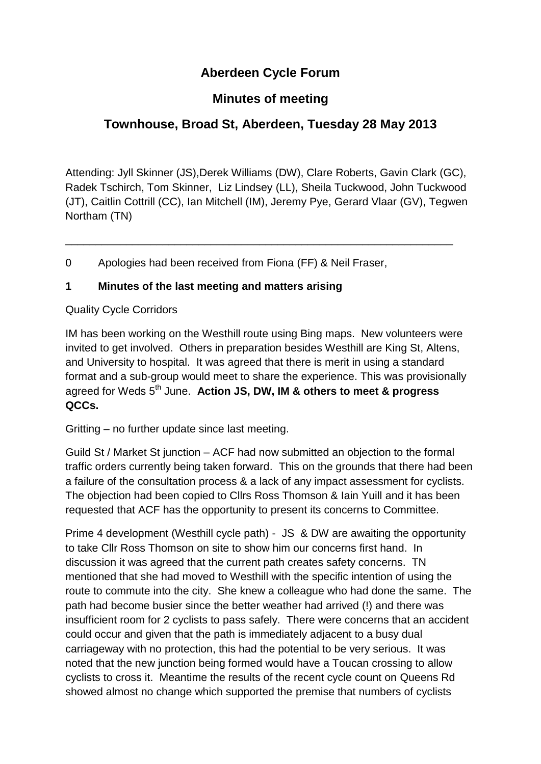# Aberdeen Cycle Forum

## Minutes of meeting

## Townhouse, Broad St, Aberdeen, Tuesday 28 May 2013

Attending: Jyll Skinner (JS),Derek Williams (DW), Clare Roberts, Gavin Clark (GC), Radek Tschirch, Tom Skinner, Liz Lindsey (LL), Sheila Tuckwood, John Tuckwood (JT), Caitlin Cottrill (CC), Ian Mitchell (IM), Jeremy Pye, Gerard Vlaar (GV), Tegwen Northam (TN)

---

0 Apologies had been received from Fiona (FF) & Neil Fraser,

**1 Minutes of the last meeting and matters arising**

Quality Cycle Corridors

IM has been working on the Westhill route using Bing maps. New volunteers were invited to get involved. Others in preparation besides Westhill are King St, Altens, and University to hospital. It was agreed that there is merit in using a standard format and a sub-group would meet to share the experience. This was provisionally agreed for Weds 5th June. **Action JS, DW, IM & others to meet & progress QCCs.**

Gritting – no further update since last meeting.

Guild St / Market St junction – ACF had now submitted an objection to the formal traffic orders currently being taken forward. This on the grounds that there had been a failure of the consultation process & a lack of any impact assessment for cyclists. The objection had been copied to Cllrs Ross Thomson & Iain Yuill and it has been requested that ACF has the opportunity to present its concerns to Committee.

Prime 4 development (Westhill cycle path) - JS & DW are awaiting the opportunity to take Cllr Ross Thomson on site to show him our concerns first hand. In discussion it was agreed that the current path creates safety concerns. TN mentioned that she had moved to Westhill with the specific intention of using the route to commute into the city. She knew a colleague who had done the same. The path had become busier since the better weather had arrived (!) and there was insufficient room for 2 cyclists to pass safely. There were concerns that an accident could occur and given that the path is immediately adjacent to a busy dual carriageway with no protection, this had the potential to be very serious. It was noted that the new junction being formed would have a Toucan crossing to allow cyclists to cross it. Meantime the results of the recent cycle count on Queens Rd showed almost no change which supported the premise that numbers of cyclists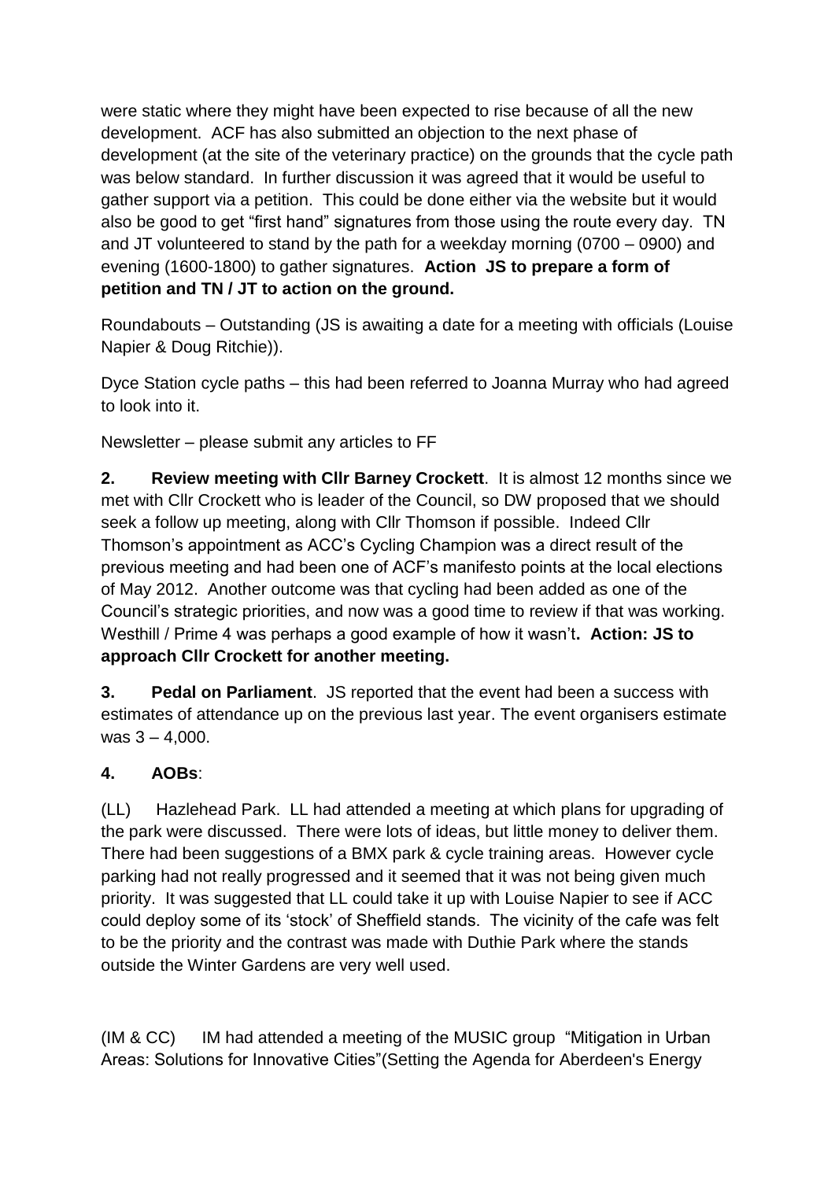were static where they might have been expected to rise because of all the new development. ACF has also submitted an objection to the next phase of development (at the site of the veterinary practice) on the grounds that the cycle path was below standard. In further discussion it was agreed that it would be useful to gather support via a petition. This could be done either via the website but it would also be good to get "first hand" signatures from those using the route every day. TN and JT volunteered to stand by the path for a weekday morning (0700 – 0900) and evening (1600-1800) to gather signatures. **Action JS to prepare a form of petition and TN / JT to action on the ground.**

Roundabouts – Outstanding (JS is awaiting a date for a meeting with officials (Louise Napier & Doug Ritchie)).

Dyce Station cycle paths – this had been referred to Joanna Murray who had agreed to look into it.

Newsletter – please submit any articles to FF

**2. Review meeting with Cllr Barney Crockett**. It is almost 12 months since we met with Cllr Crockett who is leader of the Council, so DW proposed that we should seek a follow up meeting, along with Cllr Thomson if possible. Indeed Cllr Thomson's appointment as ACC's Cycling Champion was a direct result of the previous meeting and had been one of ACF's manifesto points at the local elections of May 2012. Another outcome was that cycling had been added as one of the Council's strategic priorities, and now was a good time to review if that was working. Westhill / Prime 4 was perhaps a good example of how it wasn't**. Action: JS to approach Cllr Crockett for another meeting.**

**3. Pedal on Parliament**. JS reported that the event had been a success with estimates of attendance up on the previous last year. The event organisers estimate was 3 – 4,000.

**4. AOBs**:

(LL) Hazlehead Park. LL had attended a meeting at which plans for upgrading of the park were discussed. There were lots of ideas, but little money to deliver them. There had been suggestions of a BMX park & cycle training areas. However cycle parking had not really progressed and it seemed that it was not being given much priority. It was suggested that LL could take it up with Louise Napier to see if ACC could deploy some of its 'stock' of Sheffield stands. The vicinity of the cafe was felt to be the priority and the contrast was made with Duthie Park where the stands outside the Winter Gardens are very well used.

(IM & CC) IM had attended a meeting of the MUSIC group "Mitigation in Urban Areas: Solutions for Innovative Cities"(Setting the Agenda for Aberdeen's Energy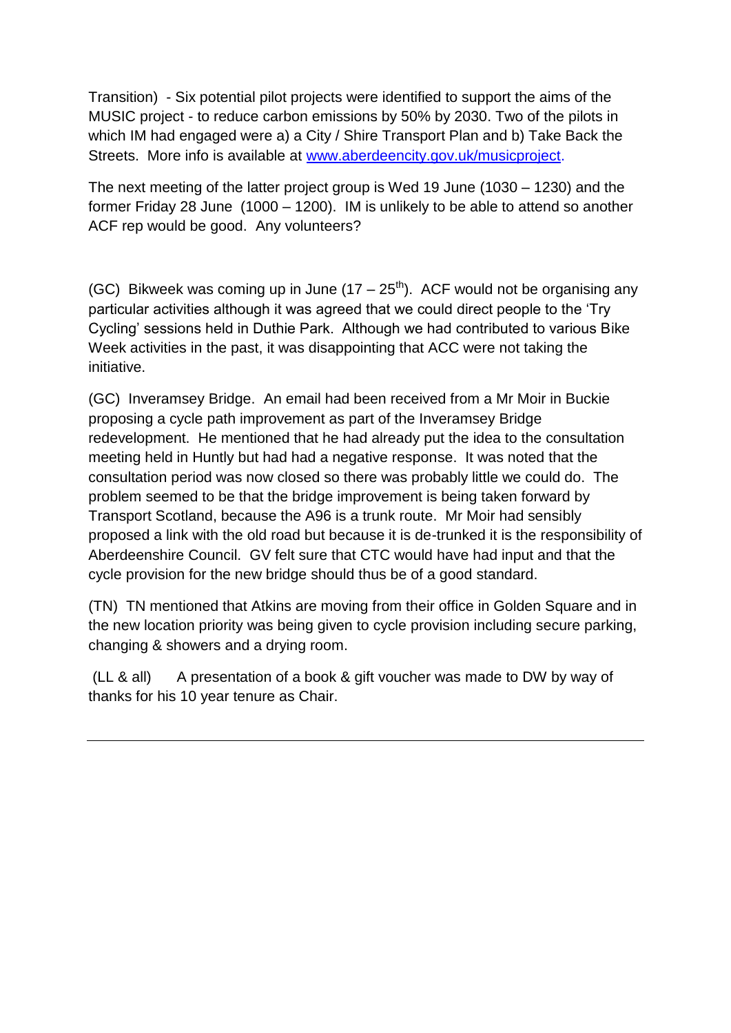Transition) - Six potential pilot projects were identified to support the aims of the MUSIC project - to reduce carbon emissions by 50% by 2030. Two of the pilots in which IM had engaged were a) a City / Shire Transport Plan and b) Take Back the Streets. More info is available at [www.aberdeencity.gov.uk/musicproject](http://www.aberdeencity.gov.uk/musicproject).

The next meeting of the latter project group is Wed 19 June (1030 – 1230) and the former Friday 28 June (1000 – 1200). IM is unlikely to be able to attend so another ACF rep would be good. Any volunteers?

(GC) Bikweek was coming up in June (17 – 25th). ACF would not be organising any particular activities although it was agreed that we could direct people to the 'Try Cycling' sessions held in Duthie Park. Although we had contributed to various Bike Week activities in the past, it was disappointing that ACC were not taking the initiative.

(GC) Inveramsey Bridge. An email had been received from a Mr Moir in Buckie proposing a cycle path improvement as part of the Inveramsey Bridge redevelopment. He mentioned that he had already put the idea to the consultation meeting held in Huntly but had had a negative response. It was noted that the consultation period was now closed so there was probably little we could do. The problem seemed to be that the bridge improvement is being taken forward by Transport Scotland, because the A96 is a trunk route. Mr Moir had sensibly proposed a link with the old road but because it is de-trunked it is the responsibility of Aberdeenshire Council. GV felt sure that CTC would have had input and that the cycle provision for the new bridge should thus be of a good standard.

(TN) TN mentioned that Atkins are moving from their office in Golden Square and in the new location priority was being given to cycle provision including secure parking, changing & showers and a drying room.

(LL & all) A presentation of a book & gift voucher was made to DW by way of thanks for his 10 year tenure as Chair.

---